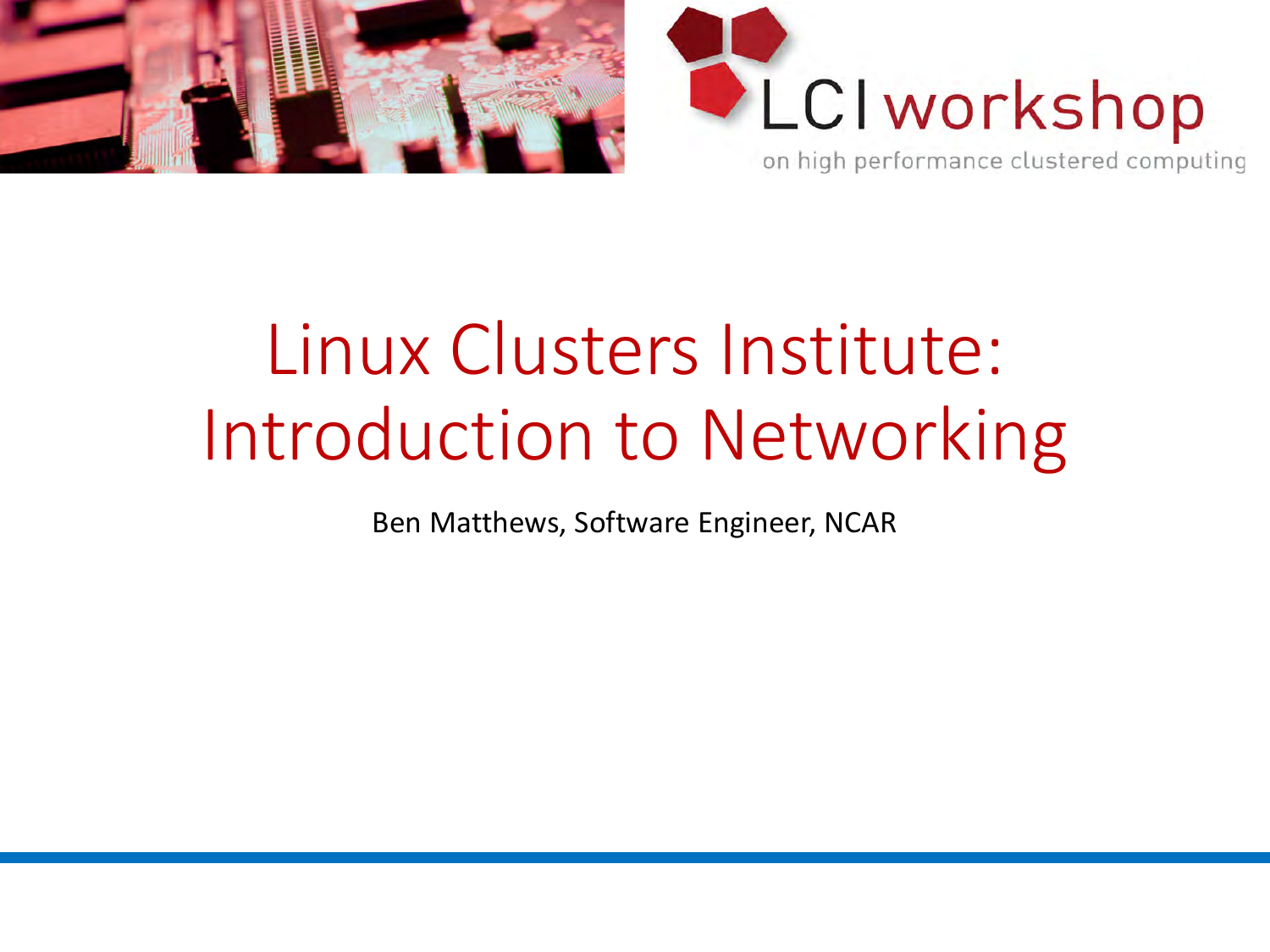LCI workshop

on high performance clustered computing

# Linux Clusters Institute: Introduction to Networking

Ben Matthews, Software Engineer, NCAR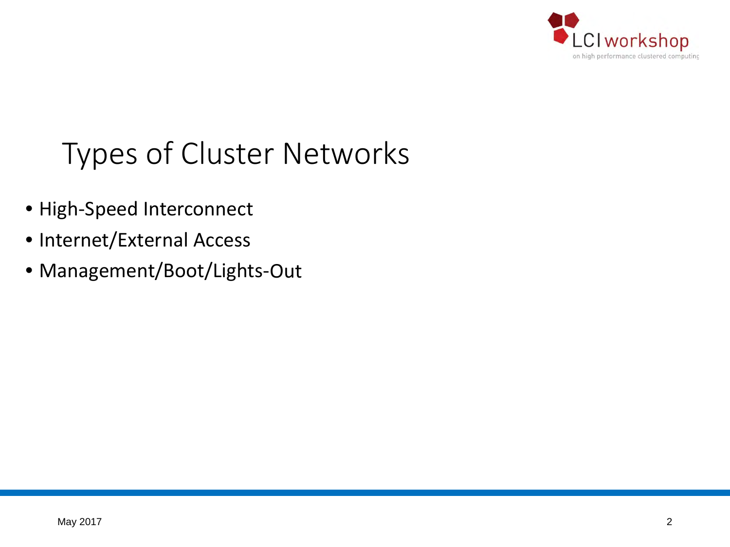# Types of Cluster Networks

- High-Speed Interconnect
- Internet/External Access
- Management/Boot/Lights-Out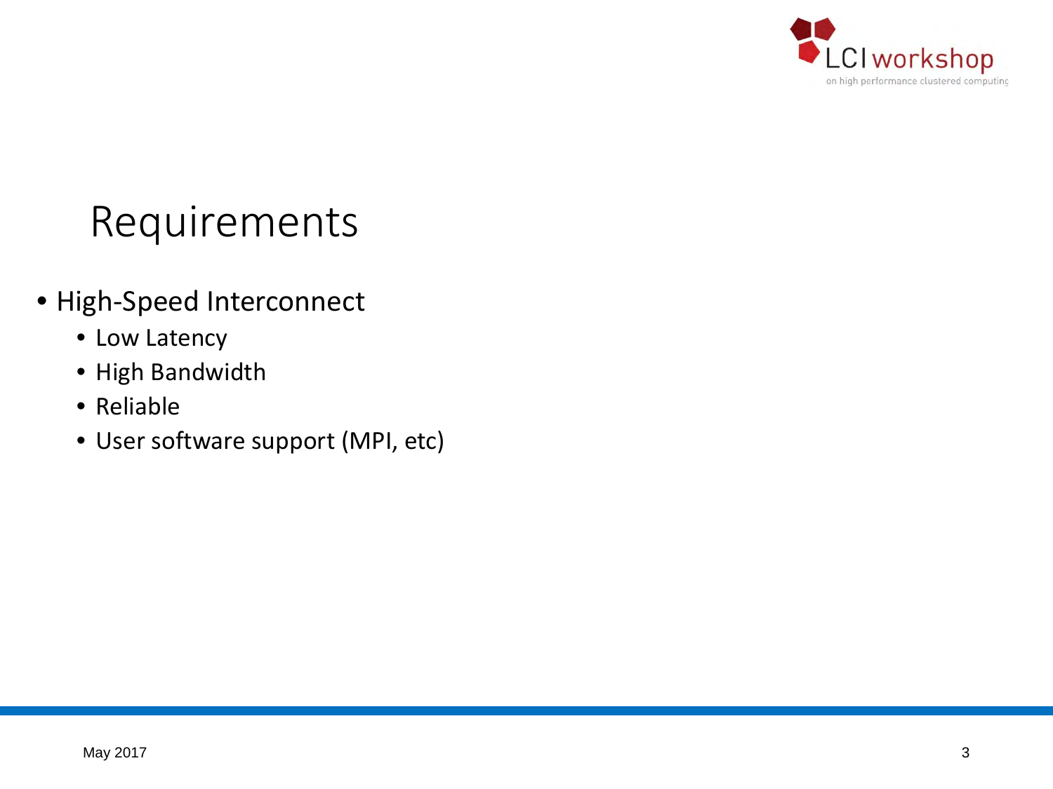# Requirements

- High-Speed Interconnect
  - Low Latency
  - High Bandwidth
  - Reliable
  - User software support (MPI, etc)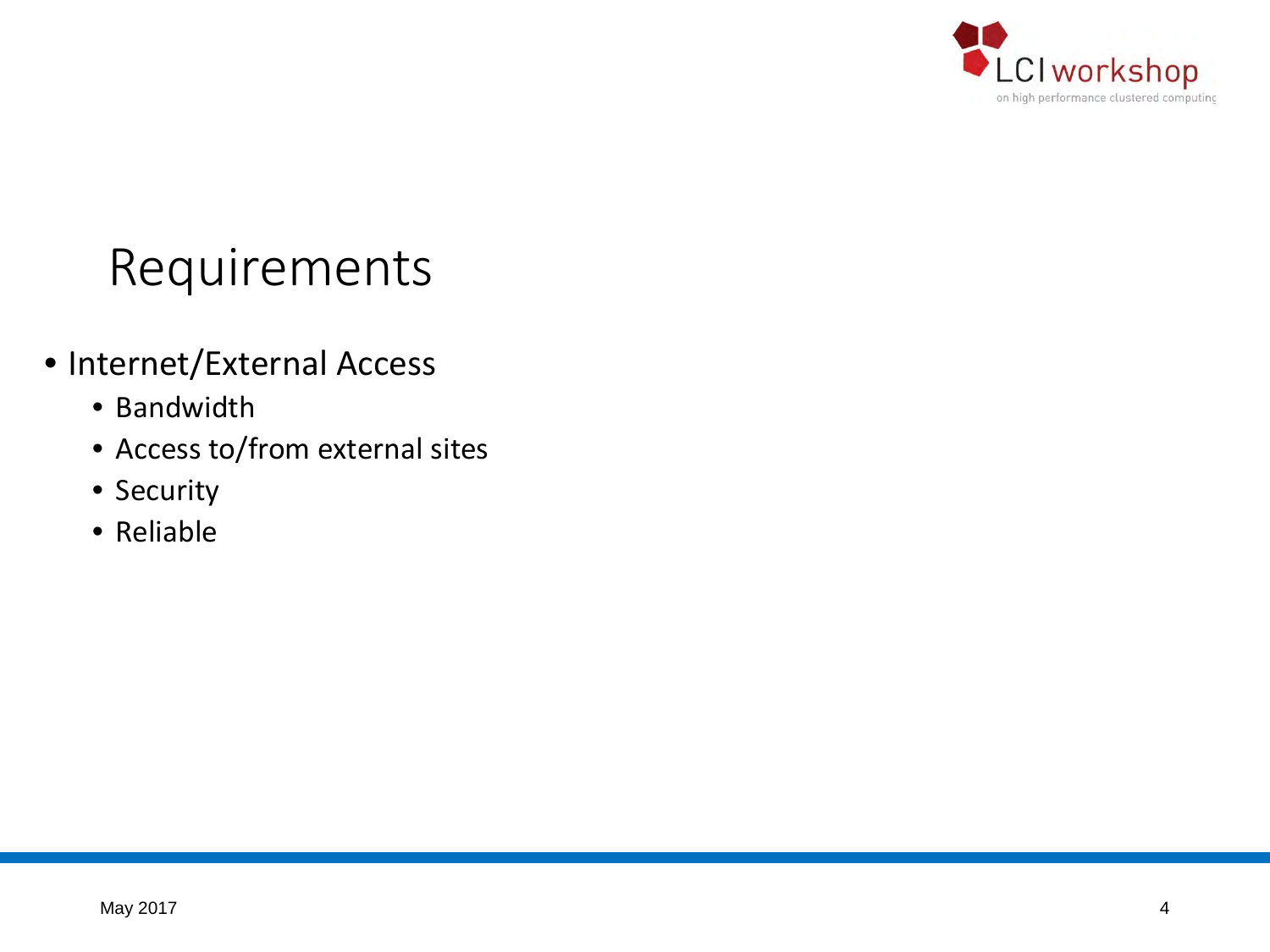# Requirements

- Internet/External Access
  - Bandwidth
  - Access to/from external sites
  - Security
  - Reliable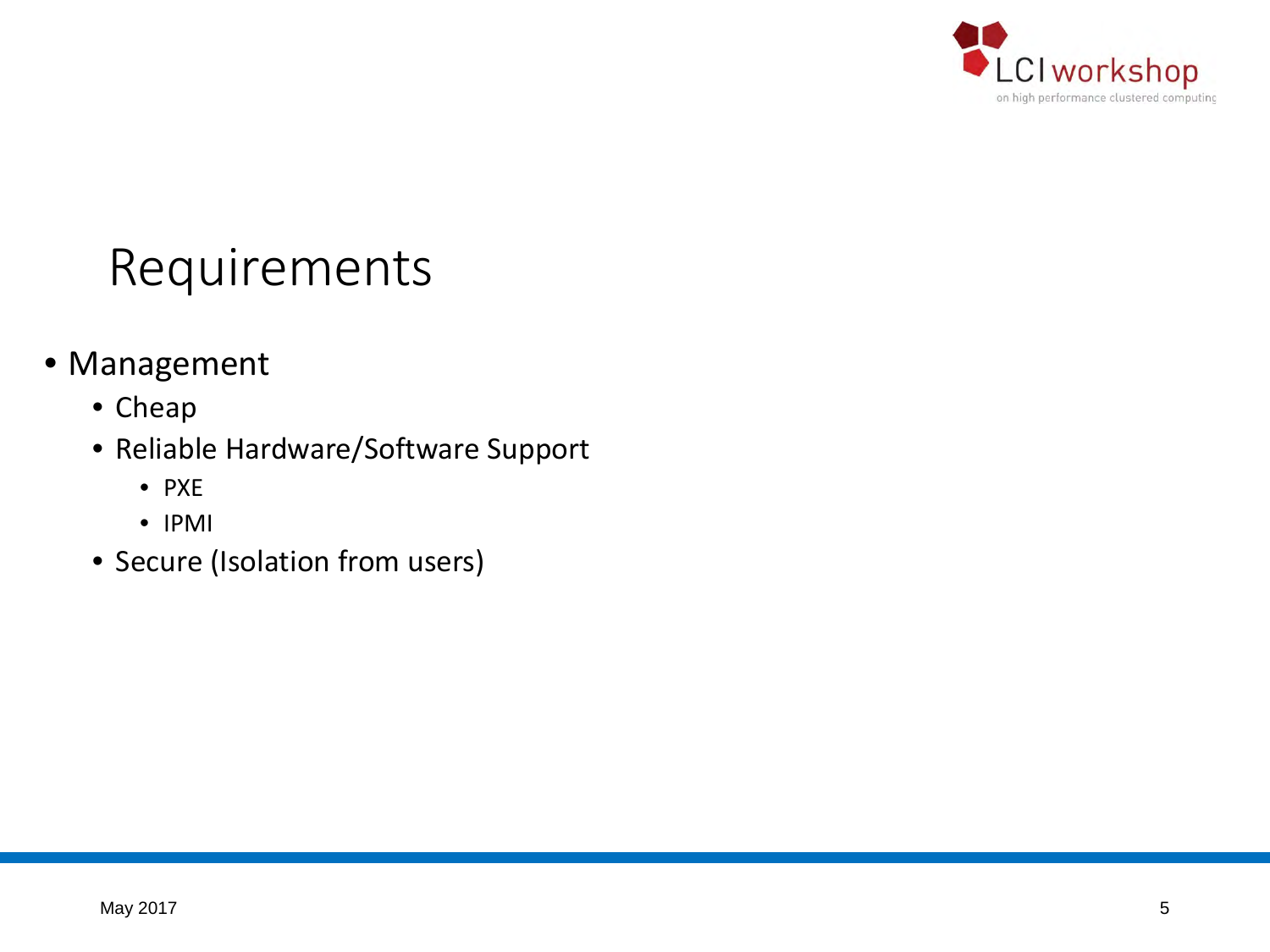# Requirements

- Management
  - Cheap
  - Reliable Hardware/Software Support
    - PXE
    - IPMI
  - Secure (Isolation from users)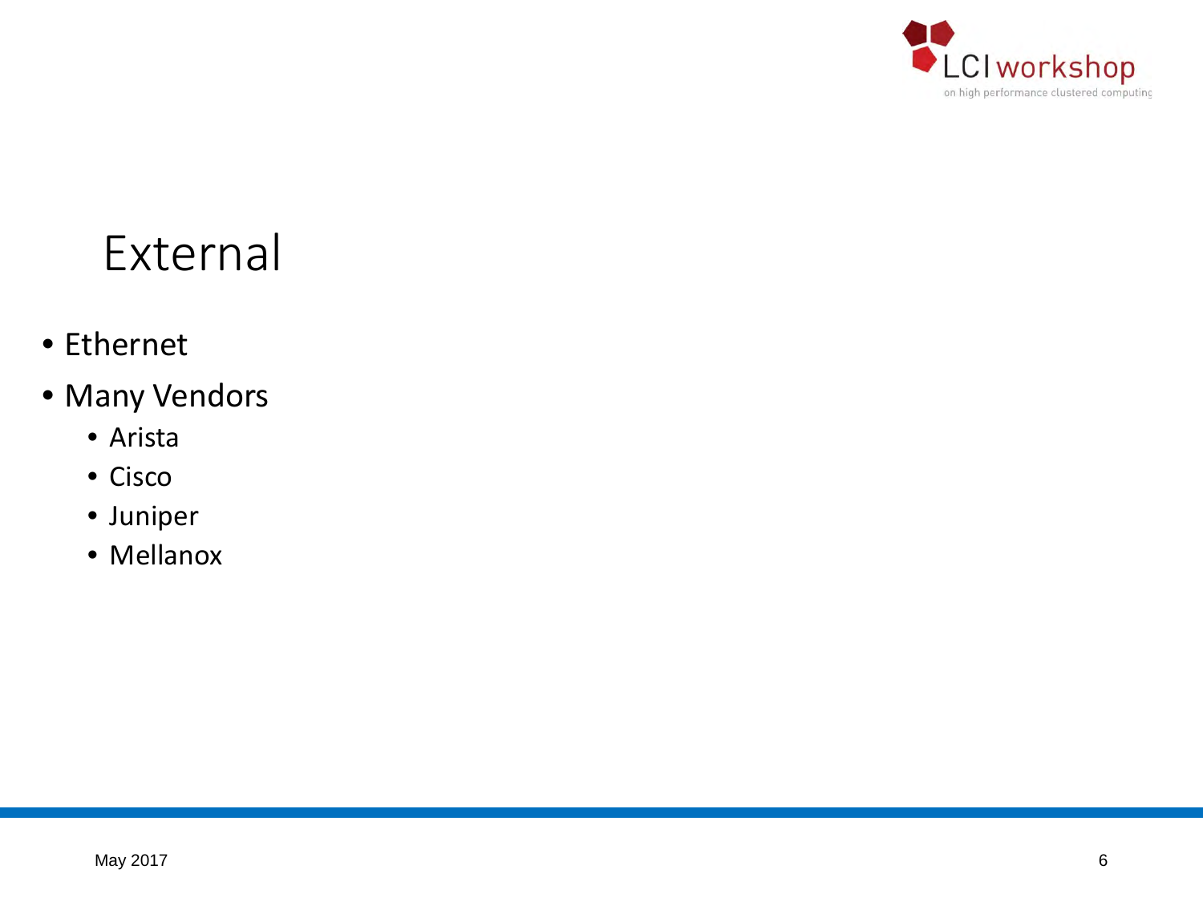# External

- Ethernet
- Many Vendors
  - Arista
  - Cisco
  - Juniper
  - Mellanox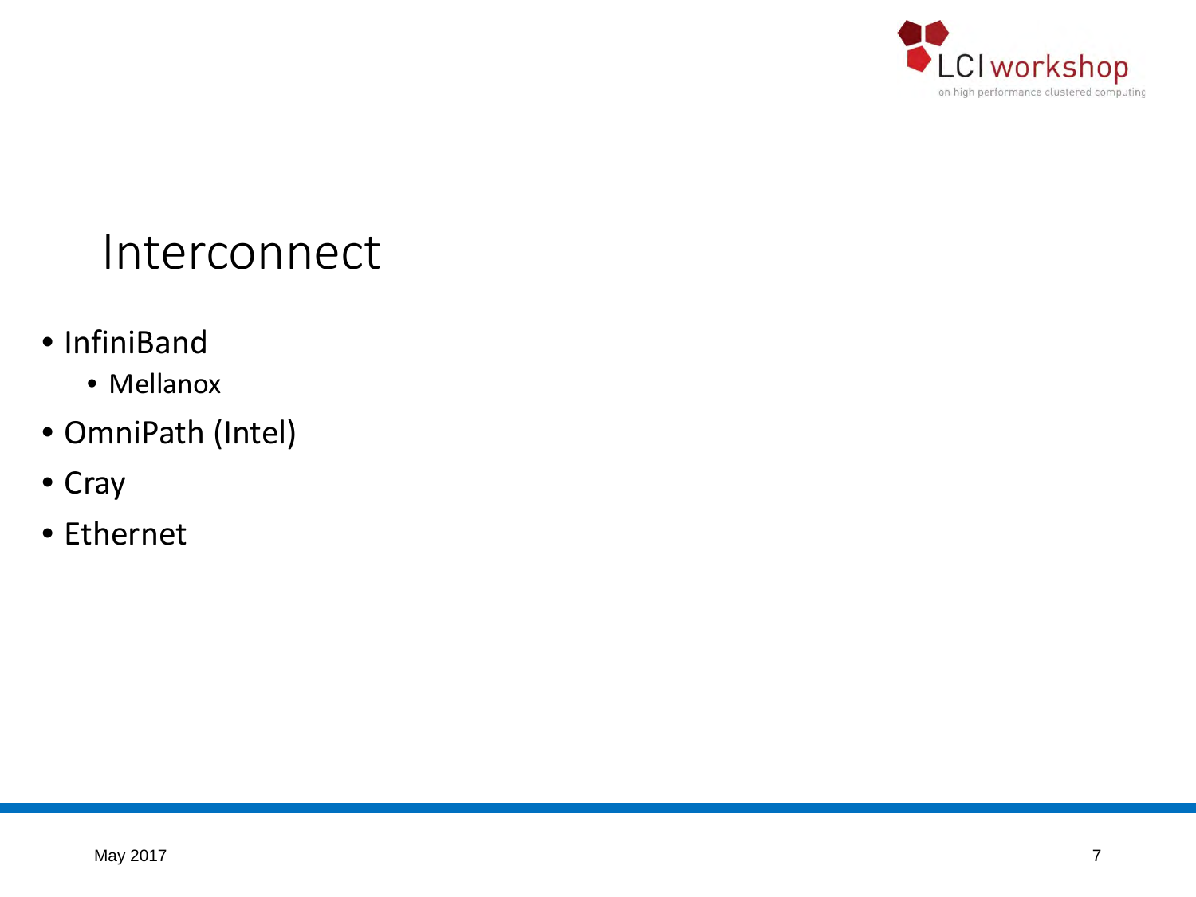# Interconnect

- InfiniBand
  - Mellanox
- OmniPath (Intel)
- Cray
- Ethernet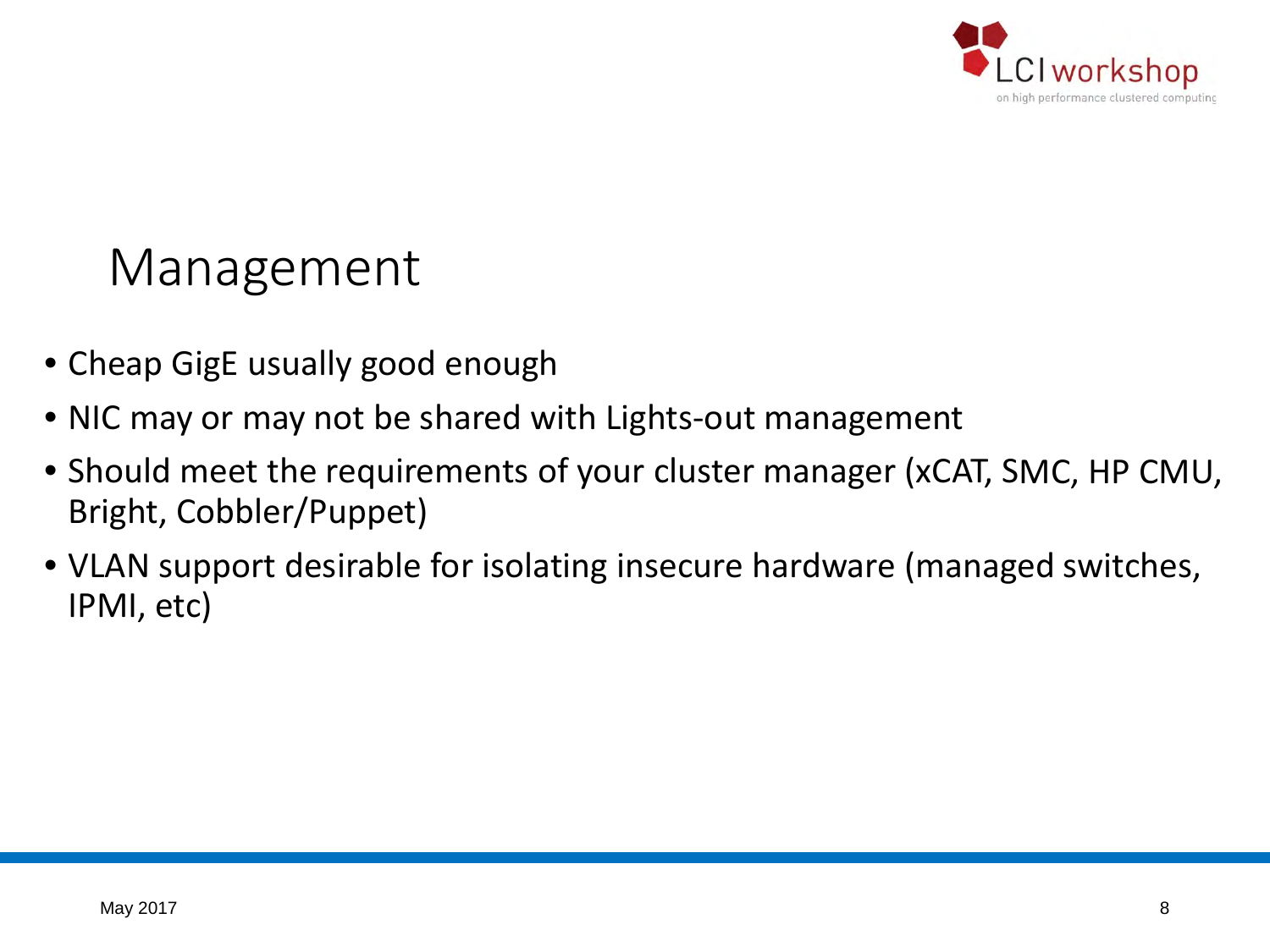# Management

- Cheap GigE usually good enough
- NIC may or may not be shared with Lights-out management
- Should meet the requirements of your cluster manager (xCAT, SMC, HP CMU, Bright, Cobbler/Puppet)
- VLAN support desirable for isolating insecure hardware (managed switches, IPMI, etc)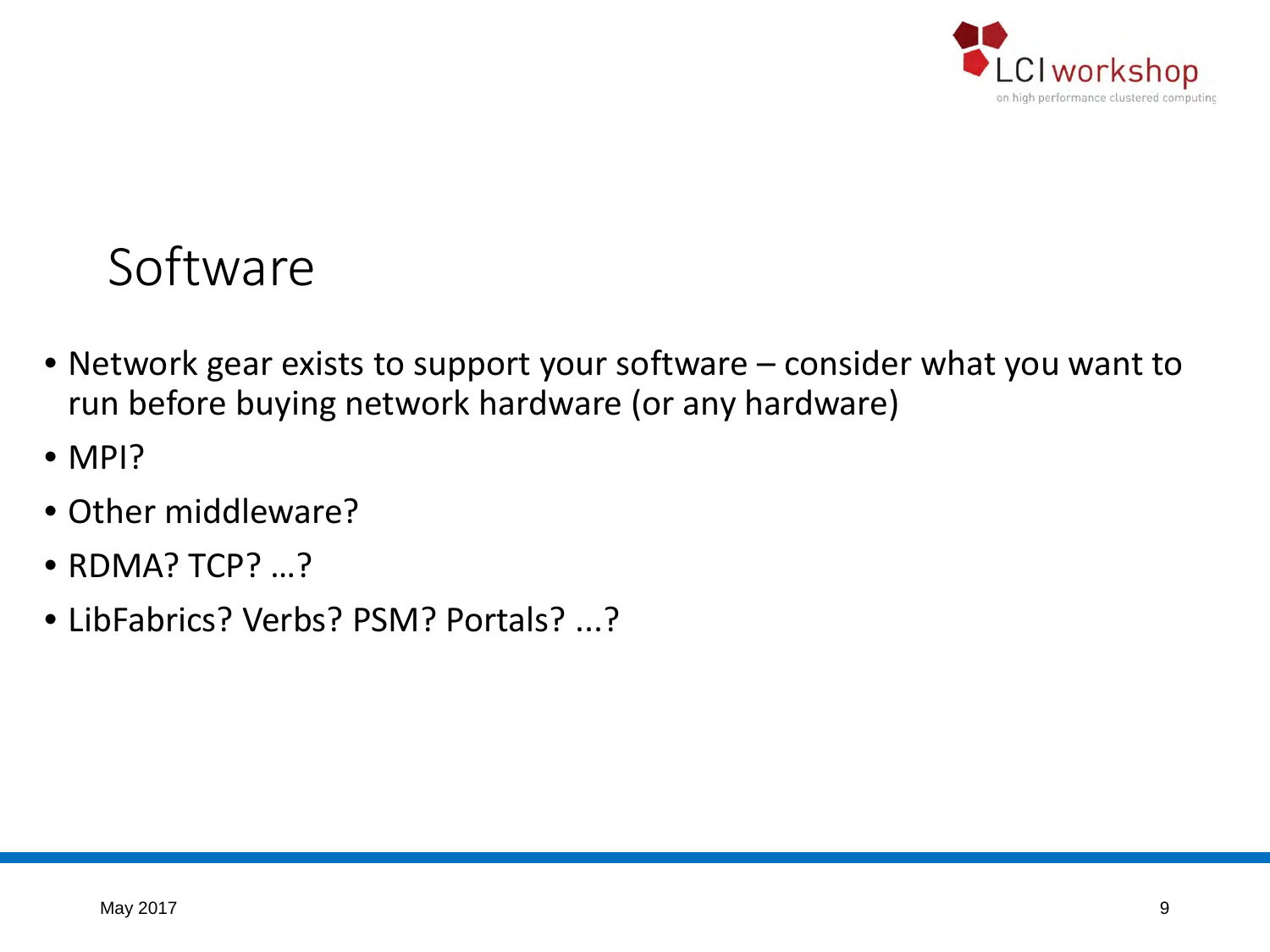# Software

- Network gear exists to support your software – consider what you want to run before buying network hardware (or any hardware)
- MPI?
- Other middleware?
- RDMA? TCP? …?
- LibFabrics? Verbs? PSM? Portals? ...?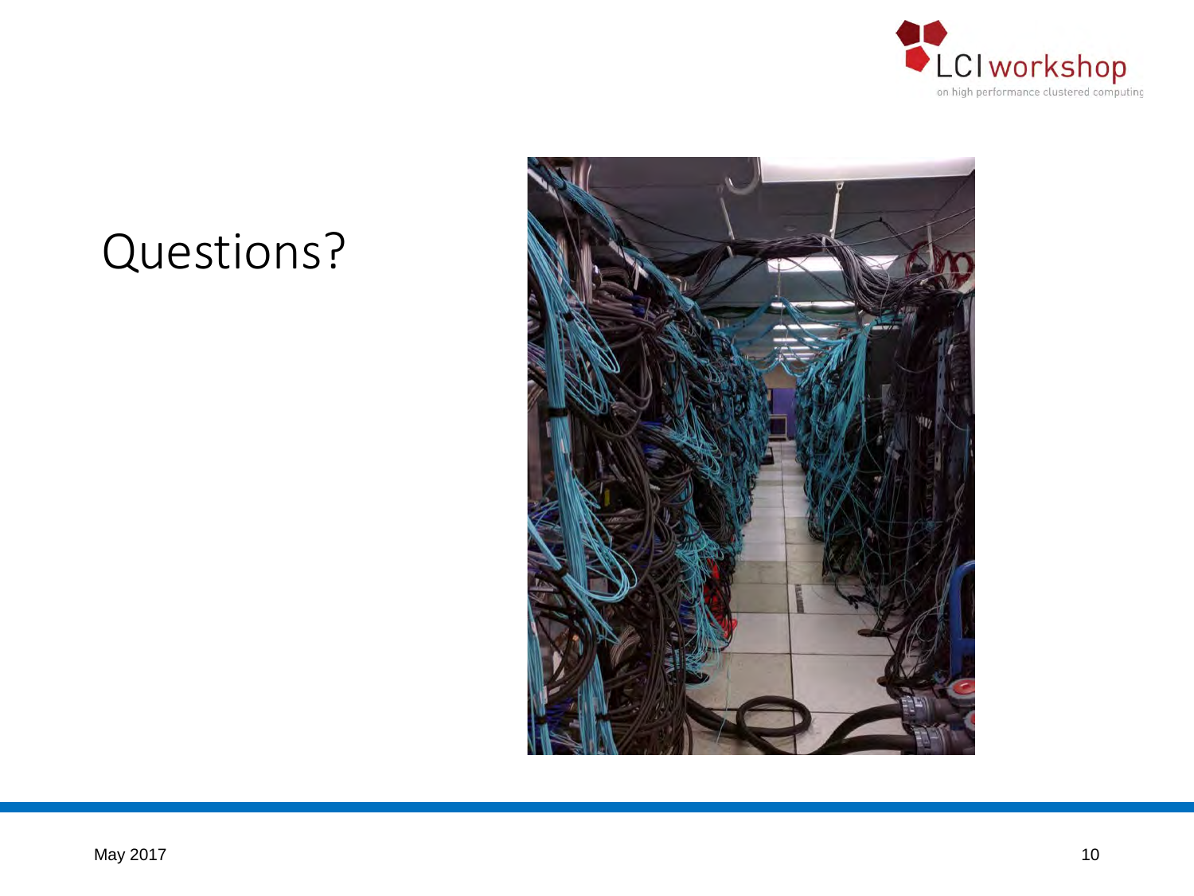# Questions?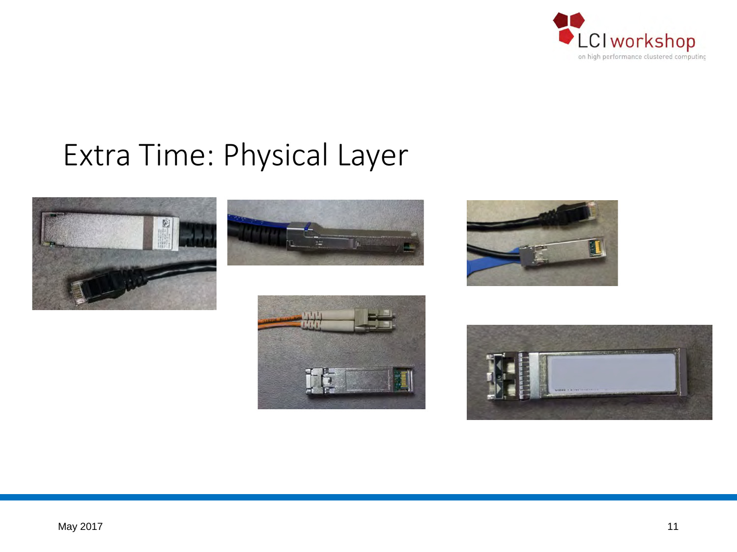# Extra Time: Physical Layer